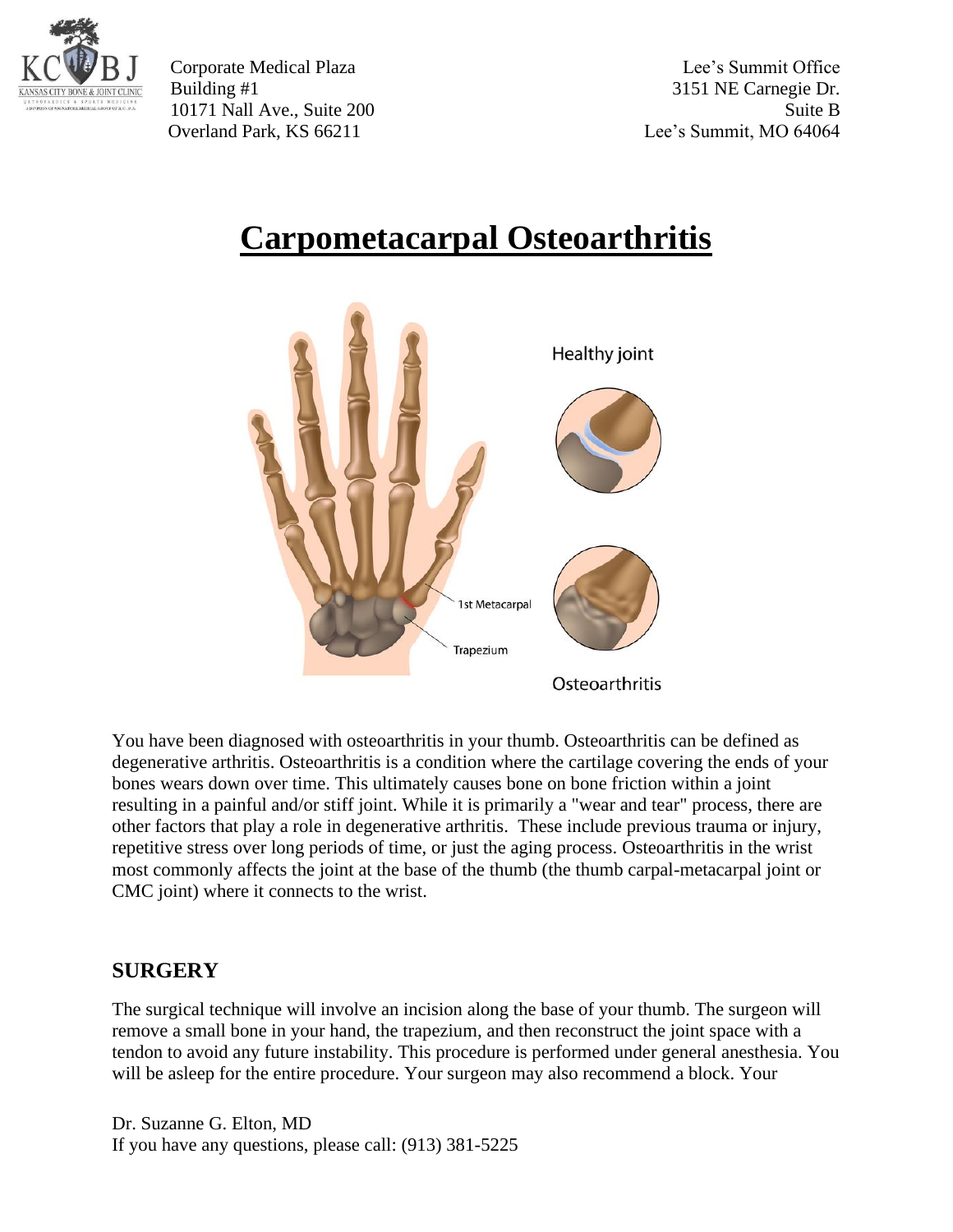Corporate Medical Plaza
Building #1
10171 Nall Ave., Suite 200
Overland Park, KS 66211

Lee's Summit Office
3151 NE Carnegie Dr.
Suite B
Lee's Summit, MO 64064

# Carpometacarpal Osteoarthritis

You have been diagnosed with osteoarthritis in your thumb. Osteoarthritis can be defined as degenerative arthritis. Osteoarthritis is a condition where the cartilage covering the ends of your bones wears down over time. This ultimately causes bone on bone friction within a joint resulting in a painful and/or stiff joint. While it is primarily a "wear and tear" process, there are other factors that play a role in degenerative arthritis. These include previous trauma or injury, repetitive stress over long periods of time, or just the aging process. Osteoarthritis in the wrist most commonly affects the joint at the base of the thumb (the thumb carpal-metacarpal joint or CMC joint) where it connects to the wrist.

## SURGERY

The surgical technique will involve an incision along the base of your thumb. The surgeon will remove a small bone in your hand, the trapezium, and then reconstruct the joint space with a tendon to avoid any future instability. This procedure is performed under general anesthesia. You will be asleep for the entire procedure. Your surgeon may also recommend a block. Your

Dr. Suzanne G. Elton, MD
If you have any questions, please call: (913) 381-5225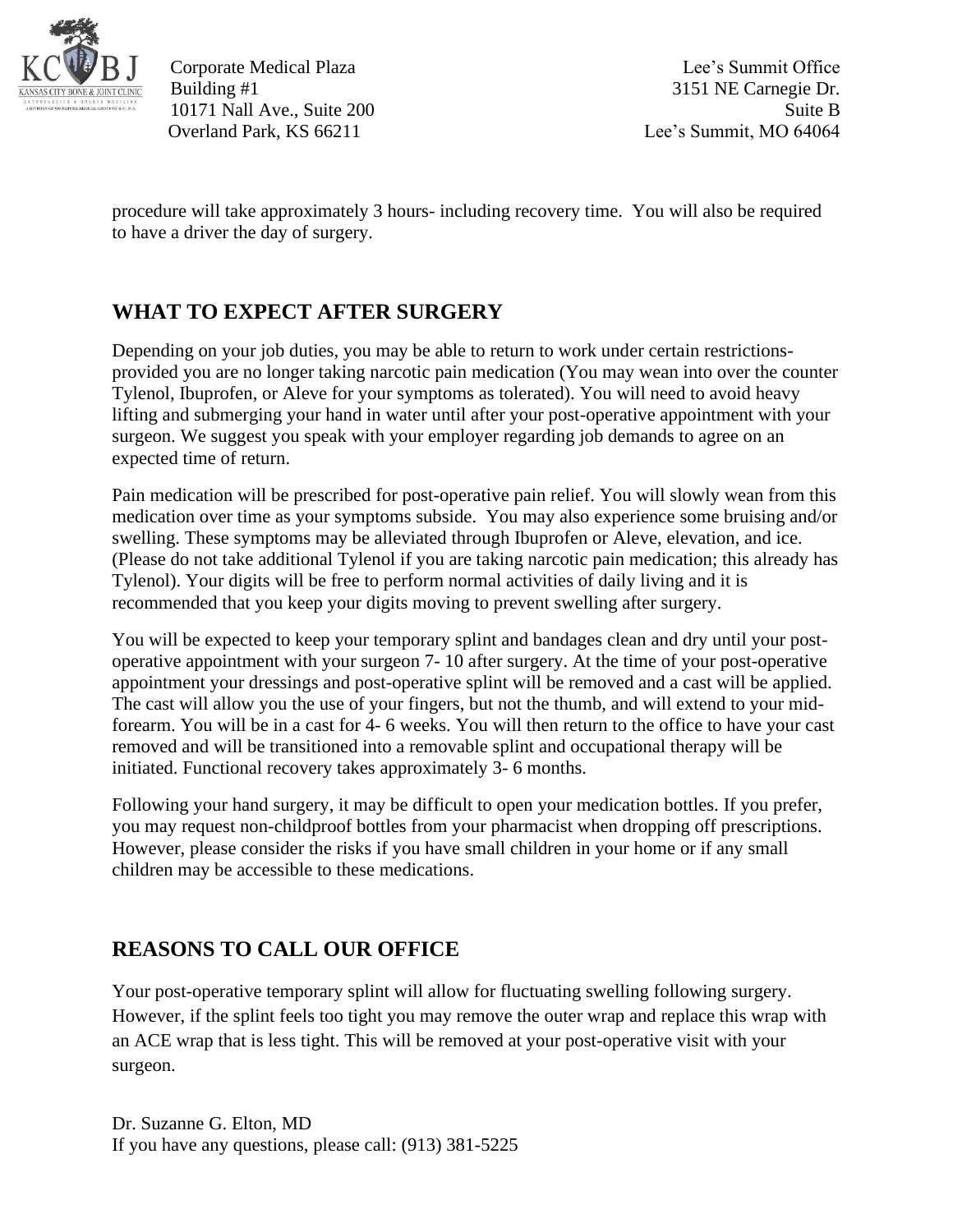procedure will take approximately 3 hours- including recovery time. You will also be required to have a driver the day of surgery.

## WHAT TO EXPECT AFTER SURGERY

Depending on your job duties, you may be able to return to work under certain restrictions- provided you are no longer taking narcotic pain medication (You may wean into over the counter Tylenol, Ibuprofen, or Aleve for your symptoms as tolerated). You will need to avoid heavy lifting and submerging your hand in water until after your post-operative appointment with your surgeon. We suggest you speak with your employer regarding job demands to agree on an expected time of return.

Pain medication will be prescribed for post-operative pain relief. You will slowly wean from this medication over time as your symptoms subside. You may also experience some bruising and/or swelling. These symptoms may be alleviated through Ibuprofen or Aleve, elevation, and ice. (Please do not take additional Tylenol if you are taking narcotic pain medication; this already has Tylenol). Your digits will be free to perform normal activities of daily living and it is recommended that you keep your digits moving to prevent swelling after surgery.

You will be expected to keep your temporary splint and bandages clean and dry until your post-operative appointment with your surgeon 7- 10 after surgery. At the time of your post-operative appointment your dressings and post-operative splint will be removed and a cast will be applied. The cast will allow you the use of your fingers, but not the thumb, and will extend to your mid-forearm. You will be in a cast for 4- 6 weeks. You will then return to the office to have your cast removed and will be transitioned into a removable splint and occupational therapy will be initiated. Functional recovery takes approximately 3- 6 months.

Following your hand surgery, it may be difficult to open your medication bottles. If you prefer, you may request non-childproof bottles from your pharmacist when dropping off prescriptions. However, please consider the risks if you have small children in your home or if any small children may be accessible to these medications.

## REASONS TO CALL OUR OFFICE

Your post-operative temporary splint will allow for fluctuating swelling following surgery. However, if the splint feels too tight you may remove the outer wrap and replace this wrap with an ACE wrap that is less tight. This will be removed at your post-operative visit with your surgeon.

Dr. Suzanne G. Elton, MD
If you have any questions, please call: (913) 381-5225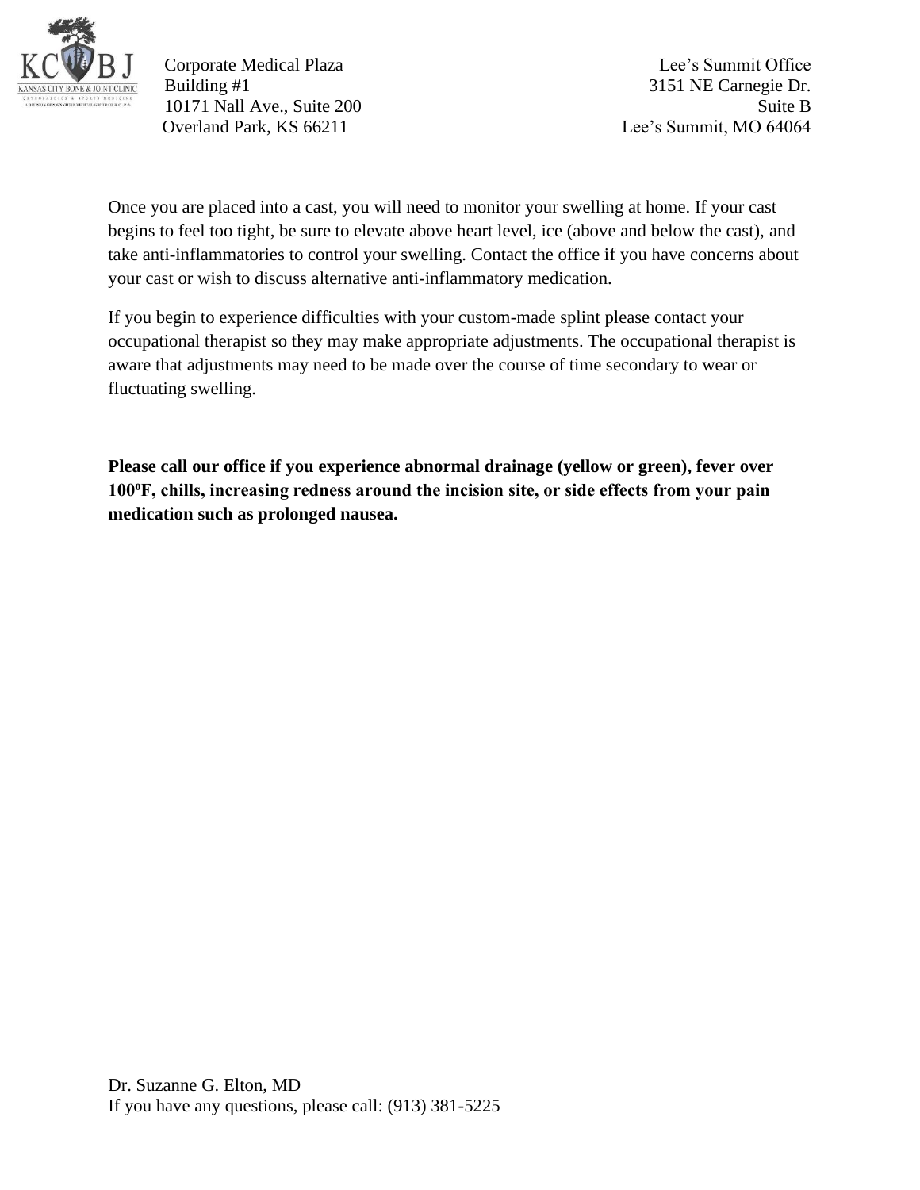Corporate Medical Plaza
Building #1
10171 Nall Ave., Suite 200
Overland Park, KS 66211

Lee's Summit Office
3151 NE Carnegie Dr.
Suite B
Lee's Summit, MO 64064

Once you are placed into a cast, you will need to monitor your swelling at home. If your cast begins to feel too tight, be sure to elevate above heart level, ice (above and below the cast), and take anti-inflammatories to control your swelling. Contact the office if you have concerns about your cast or wish to discuss alternative anti-inflammatory medication.

If you begin to experience difficulties with your custom-made splint please contact your occupational therapist so they may make appropriate adjustments. The occupational therapist is aware that adjustments may need to be made over the course of time secondary to wear or fluctuating swelling.

**Please call our office if you experience abnormal drainage (yellow or green), fever over 100ºF, chills, increasing redness around the incision site, or side effects from your pain medication such as prolonged nausea.**

Dr. Suzanne G. Elton, MD
If you have any questions, please call: (913) 381-5225